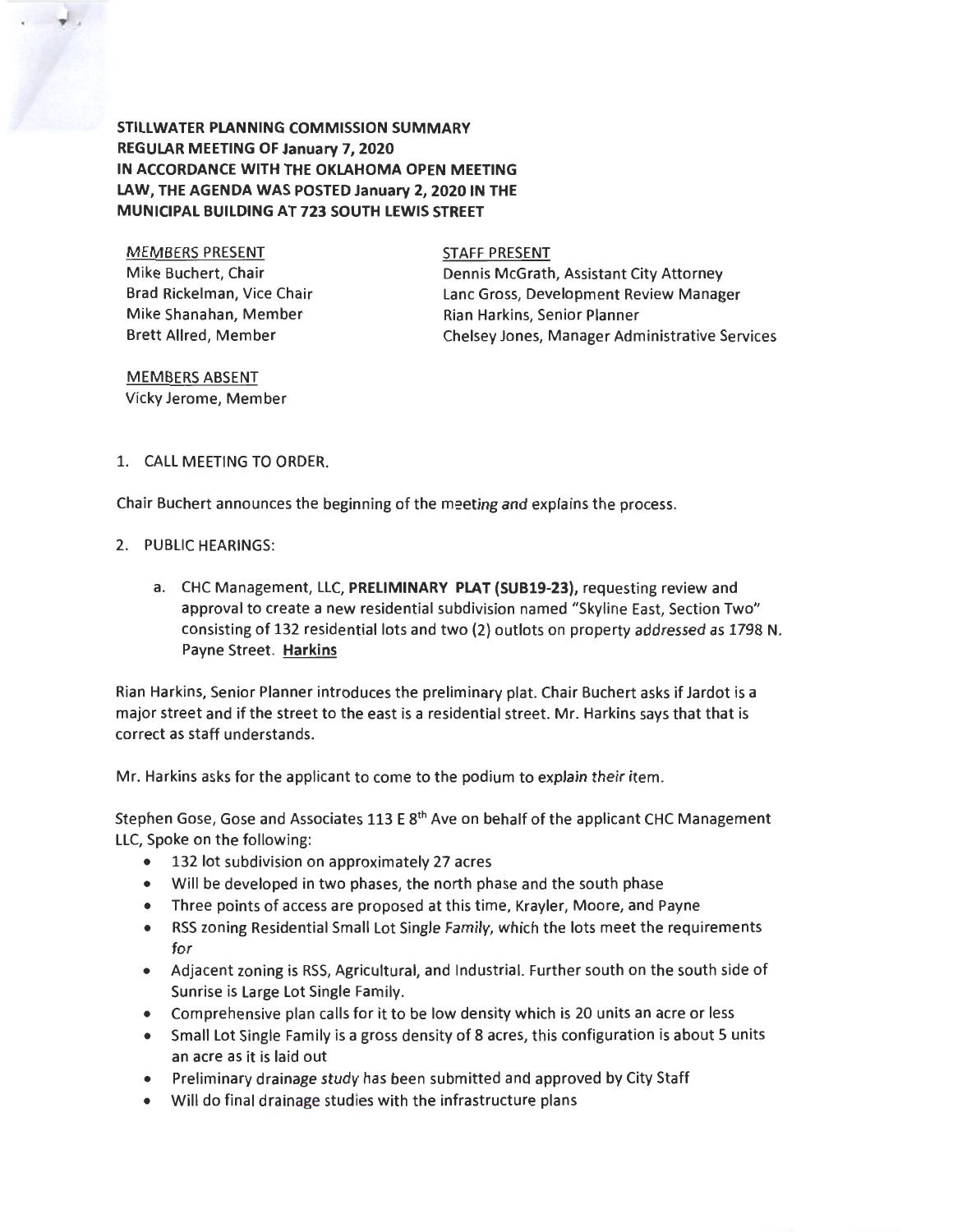**STILLWATER PLANNING COMMISSION SUMMARY**
**REGULAR MEETING OF January 7, 2020**
**IN ACCORDANCE WITH THE OKLAHOMA OPEN MEETING LAW, THE AGENDA WAS POSTED January 2, 2020 IN THE MUNICIPAL BUILDING AT 723 SOUTH LEWIS STREET**

MEMBERS PRESENT
Mike Buchert, Chair
Brad Rickelman, Vice Chair
Mike Shanahan, Member
Brett Allred, Member

STAFF PRESENT
Dennis McGrath, Assistant City Attorney
Lanc Gross, Development Review Manager
Rian Harkins, Senior Planner
Chelsey Jones, Manager Administrative Services

MEMBERS ABSENT
Vicky Jerome, Member

1. CALL MEETING TO ORDER.

Chair Buchert announces the beginning of the meeting and explains the process.

2. PUBLIC HEARINGS:

   a. CHC Management, LLC, **PRELIMINARY PLAT (SUB19-23),** requesting review and approval to create a new residential subdivision named "Skyline East, Section Two" consisting of 132 residential lots and two (2) outlots on property addressed as 1798 N. Payne Street. **Harkins**

Rian Harkins, Senior Planner introduces the preliminary plat. Chair Buchert asks if Jardot is a major street and if the street to the east is a residential street. Mr. Harkins says that that is correct as staff understands.

Mr. Harkins asks for the applicant to come to the podium to explain their item.

Stephen Gose, Gose and Associates 113 E 8th Ave on behalf of the applicant CHC Management LLC, Spoke on the following:

- 132 lot subdivision on approximately 27 acres
- Will be developed in two phases, the north phase and the south phase
- Three points of access are proposed at this time, Krayler, Moore, and Payne
- RSS zoning Residential Small Lot Single Family, which the lots meet the requirements for
- Adjacent zoning is RSS, Agricultural, and Industrial. Further south on the south side of Sunrise is Large Lot Single Family.
- Comprehensive plan calls for it to be low density which is 20 units an acre or less
- Small Lot Single Family is a gross density of 8 acres, this configuration is about 5 units an acre as it is laid out
- Preliminary drainage study has been submitted and approved by City Staff
- Will do final drainage studies with the infrastructure plans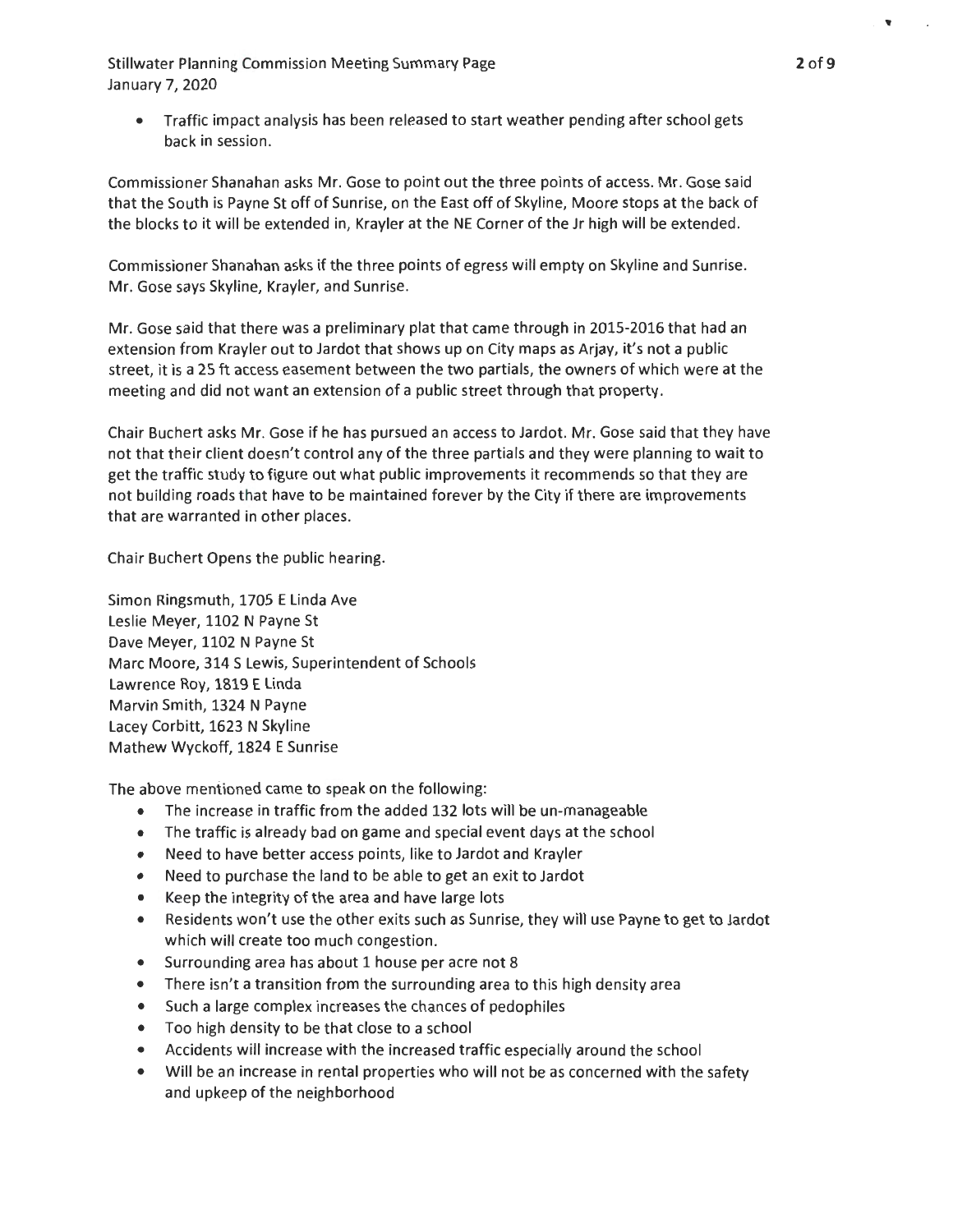- Traffic impact analysis has been released to start weather pending after school gets back in session.

Commissioner Shanahan asks Mr. Gose to point out the three points of access. Mr. Gose said that the South is Payne St off of Sunrise, on the East off of Skyline, Moore stops at the back of the blocks to it will be extended in, Krayler at the NE Corner of the Jr high will be extended.

Commissioner Shanahan asks if the three points of egress will empty on Skyline and Sunrise. Mr. Gose says Skyline, Krayler, and Sunrise.

Mr. Gose said that there was a preliminary plat that came through in 2015-2016 that had an extension from Krayler out to Jardot that shows up on City maps as Arjay, it's not a public street, it is a 25 ft access easement between the two partials, the owners of which were at the meeting and did not want an extension of a public street through that property.

Chair Buchert asks Mr. Gose if he has pursued an access to Jardot. Mr. Gose said that they have not that their client doesn't control any of the three partials and they were planning to wait to get the traffic study to figure out what public improvements it recommends so that they are not building roads that have to be maintained forever by the City if there are improvements that are warranted in other places.

Chair Buchert Opens the public hearing.

Simon Ringsmuth, 1705 E Linda Ave
Leslie Meyer, 1102 N Payne St
Dave Meyer, 1102 N Payne St
Marc Moore, 314 S Lewis, Superintendent of Schools
Lawrence Roy, 1819 E Linda
Marvin Smith, 1324 N Payne
Lacey Corbitt, 1623 N Skyline
Mathew Wyckoff, 1824 E Sunrise

The above mentioned came to speak on the following:

- The increase in traffic from the added 132 lots will be un-manageable
- The traffic is already bad on game and special event days at the school
- Need to have better access points, like to Jardot and Krayler
- Need to purchase the land to be able to get an exit to Jardot
- Keep the integrity of the area and have large lots
- Residents won't use the other exits such as Sunrise, they will use Payne to get to Jardot which will create too much congestion.
- Surrounding area has about 1 house per acre not 8
- There isn't a transition from the surrounding area to this high density area
- Such a large complex increases the chances of pedophiles
- Too high density to be that close to a school
- Accidents will increase with the increased traffic especially around the school
- Will be an increase in rental properties who will not be as concerned with the safety and upkeep of the neighborhood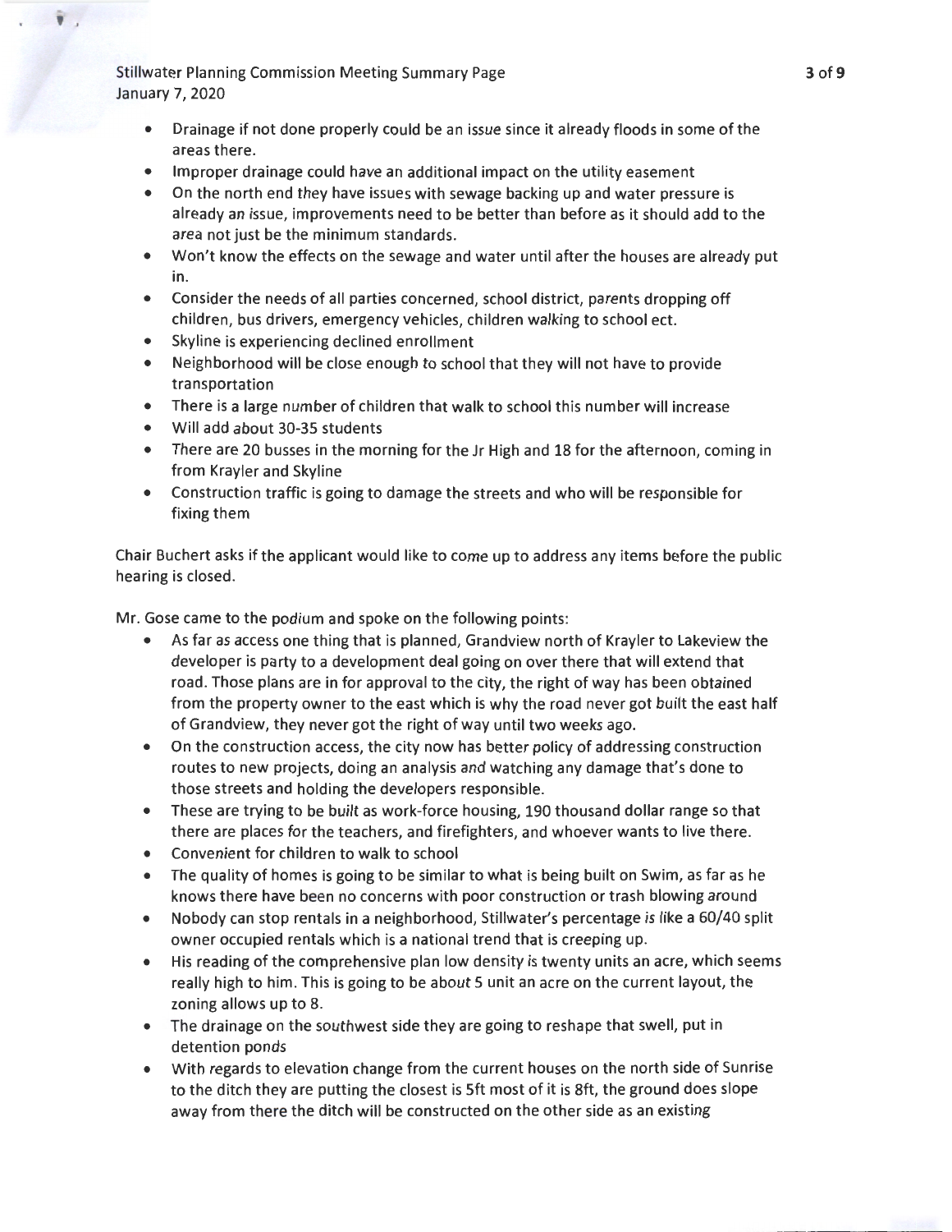- Drainage if not done properly could be an issue since it already floods in some of the areas there.
- Improper drainage could have an additional impact on the utility easement
- On the north end they have issues with sewage backing up and water pressure is already an issue, improvements need to be better than before as it should add to the area not just be the minimum standards.
- Won't know the effects on the sewage and water until after the houses are already put in.
- Consider the needs of all parties concerned, school district, parents dropping off children, bus drivers, emergency vehicles, children walking to school ect.
- Skyline is experiencing declined enrollment
- Neighborhood will be close enough to school that they will not have to provide transportation
- There is a large number of children that walk to school this number will increase
- Will add about 30-35 students
- There are 20 busses in the morning for the Jr High and 18 for the afternoon, coming in from Krayler and Skyline
- Construction traffic is going to damage the streets and who will be responsible for fixing them

Chair Buchert asks if the applicant would like to come up to address any items before the public hearing is closed.

Mr. Gose came to the podium and spoke on the following points:

- As far as access one thing that is planned, Grandview north of Krayler to Lakeview the developer is party to a development deal going on over there that will extend that road. Those plans are in for approval to the city, the right of way has been obtained from the property owner to the east which is why the road never got built the east half of Grandview, they never got the right of way until two weeks ago.
- On the construction access, the city now has better policy of addressing construction routes to new projects, doing an analysis and watching any damage that's done to those streets and holding the developers responsible.
- These are trying to be built as work-force housing, 190 thousand dollar range so that there are places for the teachers, and firefighters, and whoever wants to live there.
- Convenient for children to walk to school
- The quality of homes is going to be similar to what is being built on Swim, as far as he knows there have been no concerns with poor construction or trash blowing around
- Nobody can stop rentals in a neighborhood, Stillwater's percentage is like a 60/40 split owner occupied rentals which is a national trend that is creeping up.
- His reading of the comprehensive plan low density is twenty units an acre, which seems really high to him. This is going to be about 5 unit an acre on the current layout, the zoning allows up to 8.
- The drainage on the southwest side they are going to reshape that swell, put in detention ponds
- With regards to elevation change from the current houses on the north side of Sunrise to the ditch they are putting the closest is 5ft most of it is 8ft, the ground does slope away from there the ditch will be constructed on the other side as an existing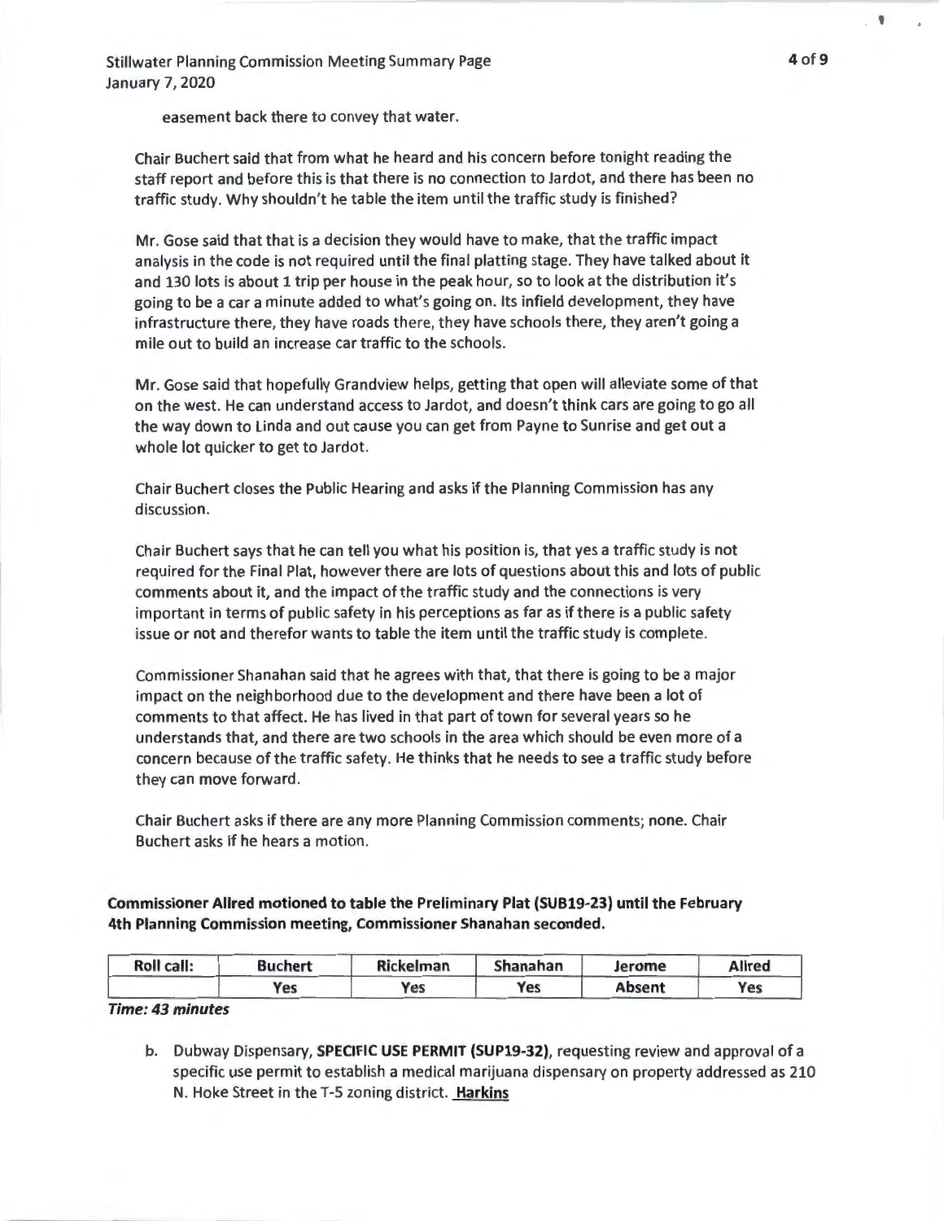easement back there to convey that water.

Chair Buchert said that from what he heard and his concern before tonight reading the staff report and before this is that there is no connection to Jardot, and there has been no traffic study. Why shouldn't he table the item until the traffic study is finished?

Mr. Gose said that that is a decision they would have to make, that the traffic impact analysis in the code is not required until the final platting stage. They have talked about it and 130 lots is about 1 trip per house in the peak hour, so to look at the distribution it's going to be a car a minute added to what's going on. Its infield development, they have infrastructure there, they have roads there, they have schools there, they aren't going a mile out to build an increase car traffic to the schools.

Mr. Gose said that hopefully Grandview helps, getting that open will alleviate some of that on the west. He can understand access to Jardot, and doesn't think cars are going to go all the way down to Linda and out cause you can get from Payne to Sunrise and get out a whole lot quicker to get to Jardot.

Chair Buchert closes the Public Hearing and asks if the Planning Commission has any discussion.

Chair Buchert says that he can tell you what his position is, that yes a traffic study is not required for the Final Plat, however there are lots of questions about this and lots of public comments about it, and the impact of the traffic study and the connections is very important in terms of public safety in his perceptions as far as if there is a public safety issue or not and therefor wants to table the item until the traffic study is complete.

Commissioner Shanahan said that he agrees with that, that there is going to be a major impact on the neighborhood due to the development and there have been a lot of comments to that affect. He has lived in that part of town for several years so he understands that, and there are two schools in the area which should be even more of a concern because of the traffic safety. He thinks that he needs to see a traffic study before they can move forward.

Chair Buchert asks if there are any more Planning Commission comments; none. Chair Buchert asks if he hears a motion.

**Commissioner Allred motioned to table the Preliminary Plat (SUB19-23) until the February 4th Planning Commission meeting, Commissioner Shanahan seconded.**

| Roll call: | Buchert | Rickelman | Shanahan | Jerome | Allred |
|---|---|---|---|---|---|
| | Yes | Yes | Yes | Absent | Yes |

***Time: 43 minutes***

b. Dubway Dispensary, **SPECIFIC USE PERMIT (SUP19-32)**, requesting review and approval of a specific use permit to establish a medical marijuana dispensary on property addressed as 210 N. Hoke Street in the T-5 zoning district. **Harkins**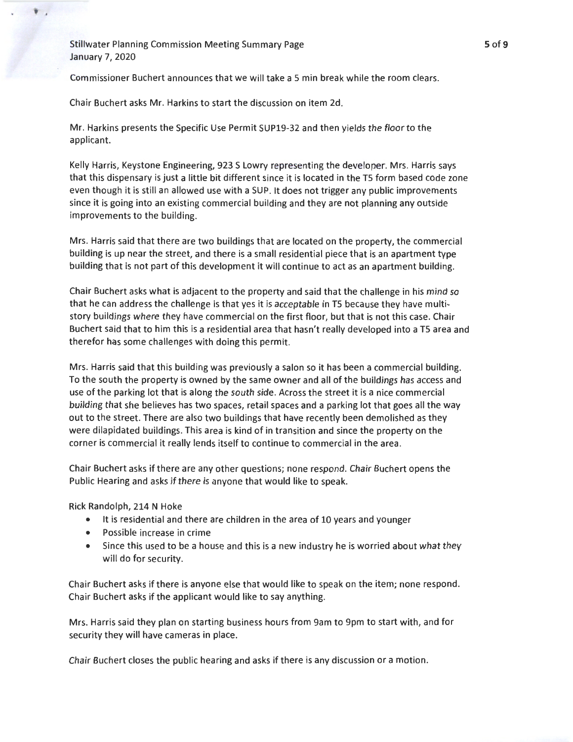Commissioner Buchert announces that we will take a 5 min break while the room clears.

Chair Buchert asks Mr. Harkins to start the discussion on item 2d.

Mr. Harkins presents the Specific Use Permit SUP19-32 and then yields the floor to the applicant.

Kelly Harris, Keystone Engineering, 923 S Lowry representing the developer. Mrs. Harris says that this dispensary is just a little bit different since it is located in the T5 form based code zone even though it is still an allowed use with a SUP. It does not trigger any public improvements since it is going into an existing commercial building and they are not planning any outside improvements to the building.

Mrs. Harris said that there are two buildings that are located on the property, the commercial building is up near the street, and there is a small residential piece that is an apartment type building that is not part of this development it will continue to act as an apartment building.

Chair Buchert asks what is adjacent to the property and said that the challenge in his mind so that he can address the challenge is that yes it is acceptable in T5 because they have multi-story buildings where they have commercial on the first floor, but that is not this case. Chair Buchert said that to him this is a residential area that hasn't really developed into a T5 area and therefor has some challenges with doing this permit.

Mrs. Harris said that this building was previously a salon so it has been a commercial building. To the south the property is owned by the same owner and all of the buildings has access and use of the parking lot that is along the south side. Across the street it is a nice commercial building that she believes has two spaces, retail spaces and a parking lot that goes all the way out to the street. There are also two buildings that have recently been demolished as they were dilapidated buildings. This area is kind of in transition and since the property on the corner is commercial it really lends itself to continue to commercial in the area.

Chair Buchert asks if there are any other questions; none respond. Chair Buchert opens the Public Hearing and asks if there is anyone that would like to speak.

Rick Randolph, 214 N Hoke

- It is residential and there are children in the area of 10 years and younger
- Possible increase in crime
- Since this used to be a house and this is a new industry he is worried about what they will do for security.

Chair Buchert asks if there is anyone else that would like to speak on the item; none respond. Chair Buchert asks if the applicant would like to say anything.

Mrs. Harris said they plan on starting business hours from 9am to 9pm to start with, and for security they will have cameras in place.

Chair Buchert closes the public hearing and asks if there is any discussion or a motion.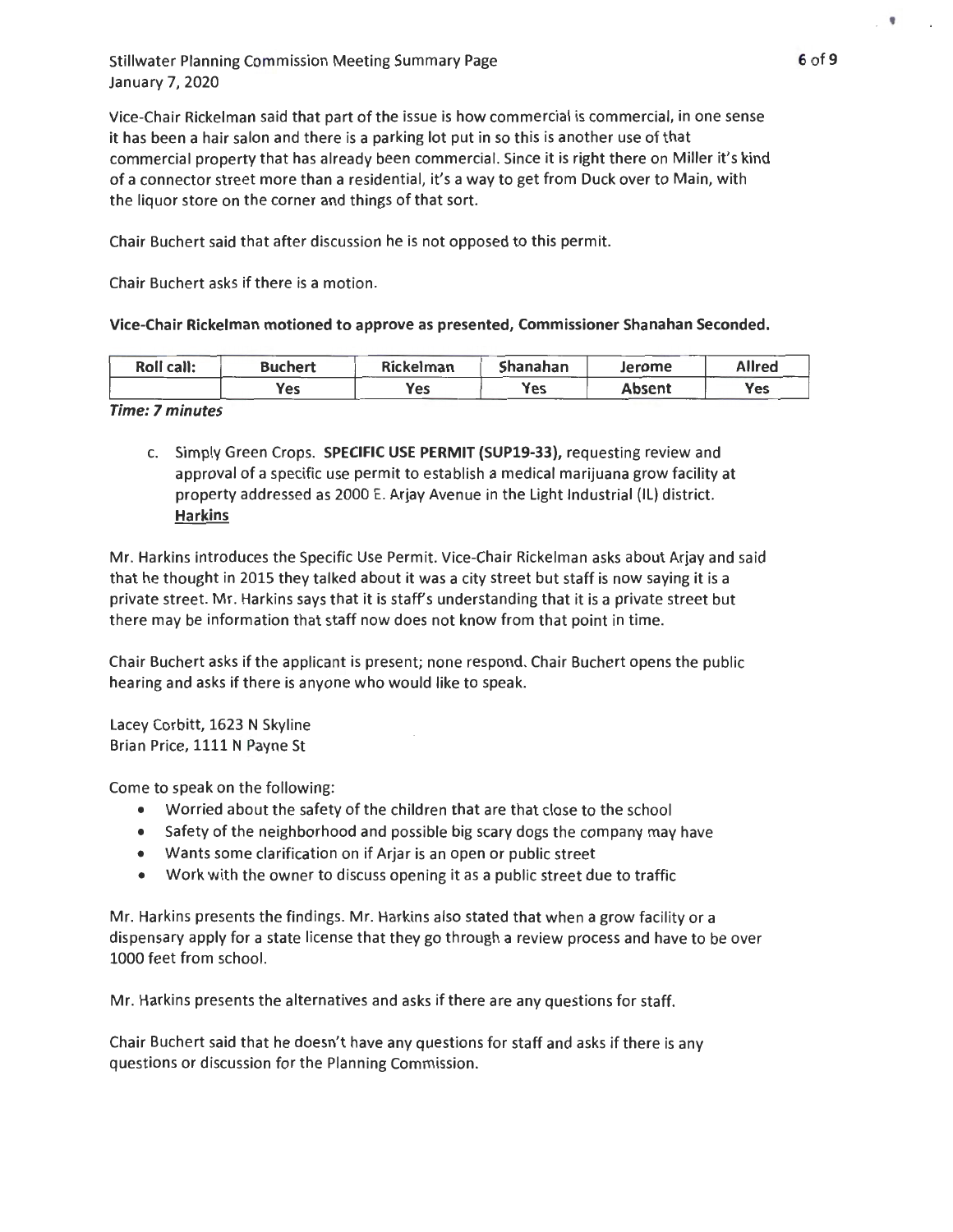Vice-Chair Rickelman said that part of the issue is how commercial is commercial, in one sense it has been a hair salon and there is a parking lot put in so this is another use of that commercial property that has already been commercial. Since it is right there on Miller it's kind of a connector street more than a residential, it's a way to get from Duck over to Main, with the liquor store on the corner and things of that sort.

Chair Buchert said that after discussion he is not opposed to this permit.

Chair Buchert asks if there is a motion.

**Vice-Chair Rickelman motioned to approve as presented, Commissioner Shanahan Seconded.**

| Roll call: | Buchert | Rickelman | Shanahan | Jerome | Allred |
|---|---|---|---|---|---|
| | Yes | Yes | Yes | Absent | Yes |

***Time: 7 minutes***

c. Simply Green Crops. **SPECIFIC USE PERMIT (SUP19-33),** requesting review and approval of a specific use permit to establish a medical marijuana grow facility at property addressed as 2000 E. Arjay Avenue in the Light Industrial (IL) district. **Harkins**

Mr. Harkins introduces the Specific Use Permit. Vice-Chair Rickelman asks about Arjay and said that he thought in 2015 they talked about it was a city street but staff is now saying it is a private street. Mr. Harkins says that it is staff's understanding that it is a private street but there may be information that staff now does not know from that point in time.

Chair Buchert asks if the applicant is present; none respond. Chair Buchert opens the public hearing and asks if there is anyone who would like to speak.

Lacey Corbitt, 1623 N Skyline
Brian Price, 1111 N Payne St

Come to speak on the following:

- Worried about the safety of the children that are that close to the school
- Safety of the neighborhood and possible big scary dogs the company may have
- Wants some clarification on if Arjar is an open or public street
- Work with the owner to discuss opening it as a public street due to traffic

Mr. Harkins presents the findings. Mr. Harkins also stated that when a grow facility or a dispensary apply for a state license that they go through a review process and have to be over 1000 feet from school.

Mr. Harkins presents the alternatives and asks if there are any questions for staff.

Chair Buchert said that he doesn't have any questions for staff and asks if there is any questions or discussion for the Planning Commission.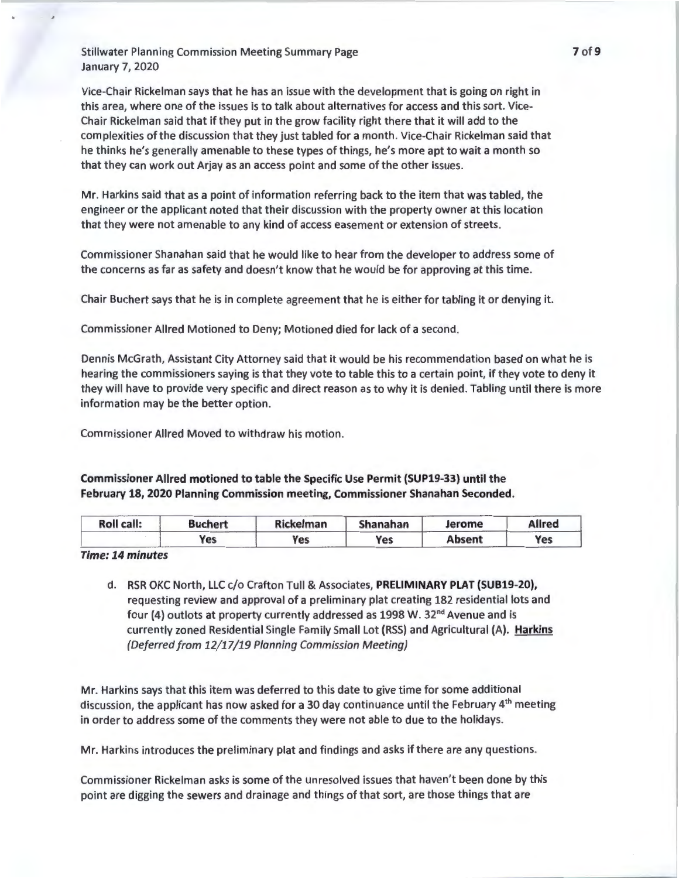Vice-Chair Rickelman says that he has an issue with the development that is going on right in this area, where one of the issues is to talk about alternatives for access and this sort. Vice-Chair Rickelman said that if they put in the grow facility right there that it will add to the complexities of the discussion that they just tabled for a month. Vice-Chair Rickelman said that he thinks he's generally amenable to these types of things, he's more apt to wait a month so that they can work out Arjay as an access point and some of the other issues.

Mr. Harkins said that as a point of information referring back to the item that was tabled, the engineer or the applicant noted that their discussion with the property owner at this location that they were not amenable to any kind of access easement or extension of streets.

Commissioner Shanahan said that he would like to hear from the developer to address some of the concerns as far as safety and doesn't know that he would be for approving at this time.

Chair Buchert says that he is in complete agreement that he is either for tabling it or denying it.

Commissioner Allred Motioned to Deny; Motioned died for lack of a second.

Dennis McGrath, Assistant City Attorney said that it would be his recommendation based on what he is hearing the commissioners saying is that they vote to table this to a certain point, if they vote to deny it they will have to provide very specific and direct reason as to why it is denied. Tabling until there is more information may be the better option.

Commissioner Allred Moved to withdraw his motion.

**Commissioner Allred motioned to table the Specific Use Permit (SUP19-33) until the February 18, 2020 Planning Commission meeting, Commissioner Shanahan Seconded.**

| Roll call: | Buchert | Rickelman | Shanahan | Jerome | Allred |
|---|---|---|---|---|---|
| | Yes | Yes | Yes | Absent | Yes |

***Time: 14 minutes***

d. RSR OKC North, LLC c/o Crafton Tull & Associates, **PRELIMINARY PLAT (SUB19-20),** requesting review and approval of a preliminary plat creating 182 residential lots and four (4) outlots at property currently addressed as 1998 W. 32nd Avenue and is currently zoned Residential Single Family Small Lot (RSS) and Agricultural (A). **Harkins** *(Deferred from 12/17/19 Planning Commission Meeting)*

Mr. Harkins says that this item was deferred to this date to give time for some additional discussion, the applicant has now asked for a 30 day continuance until the February 4th meeting in order to address some of the comments they were not able to due to the holidays.

Mr. Harkins introduces the preliminary plat and findings and asks if there are any questions.

Commissioner Rickelman asks is some of the unresolved issues that haven't been done by this point are digging the sewers and drainage and things of that sort, are those things that are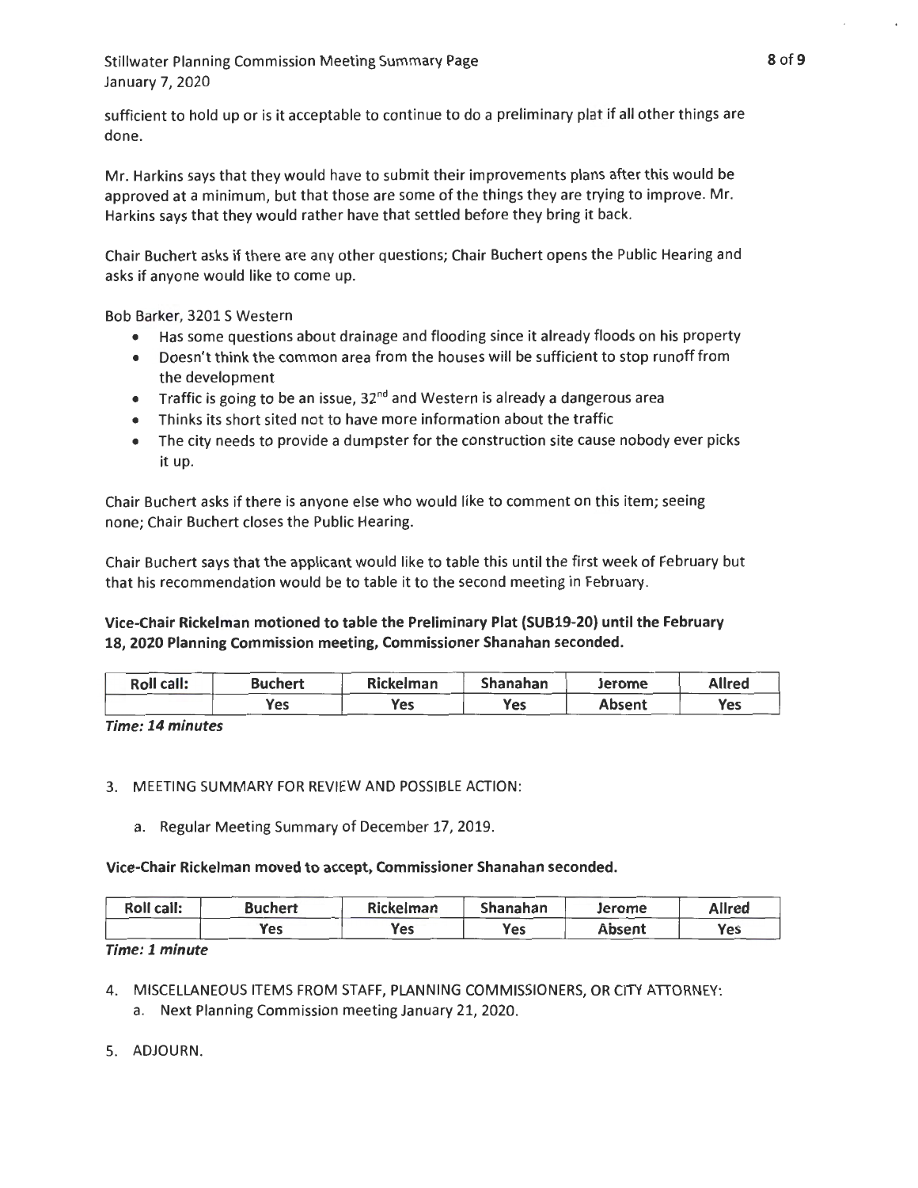sufficient to hold up or is it acceptable to continue to do a preliminary plat if all other things are done.

Mr. Harkins says that they would have to submit their improvements plans after this would be approved at a minimum, but that those are some of the things they are trying to improve. Mr. Harkins says that they would rather have that settled before they bring it back.

Chair Buchert asks if there are any other questions; Chair Buchert opens the Public Hearing and asks if anyone would like to come up.

Bob Barker, 3201 S Western

- Has some questions about drainage and flooding since it already floods on his property
- Doesn't think the common area from the houses will be sufficient to stop runoff from the development
- Traffic is going to be an issue, 32nd and Western is already a dangerous area
- Thinks its short sited not to have more information about the traffic
- The city needs to provide a dumpster for the construction site cause nobody ever picks it up.

Chair Buchert asks if there is anyone else who would like to comment on this item; seeing none; Chair Buchert closes the Public Hearing.

Chair Buchert says that the applicant would like to table this until the first week of February but that his recommendation would be to table it to the second meeting in February.

**Vice-Chair Rickelman motioned to table the Preliminary Plat (SUB19-20) until the February 18, 2020 Planning Commission meeting, Commissioner Shanahan seconded.**

| Roll call: | Buchert | Rickelman | Shanahan | Jerome | Allred |
|---|---|---|---|---|---|
| | Yes | Yes | Yes | Absent | Yes |

***Time: 14 minutes***

3. MEETING SUMMARY FOR REVIEW AND POSSIBLE ACTION:
    a. Regular Meeting Summary of December 17, 2019.

**Vice-Chair Rickelman moved to accept, Commissioner Shanahan seconded.**

| Roll call: | Buchert | Rickelman | Shanahan | Jerome | Allred |
|---|---|---|---|---|---|
| | Yes | Yes | Yes | Absent | Yes |

***Time: 1 minute***

4. MISCELLANEOUS ITEMS FROM STAFF, PLANNING COMMISSIONERS, OR CITY ATTORNEY:
    a. Next Planning Commission meeting January 21, 2020.

5. ADJOURN.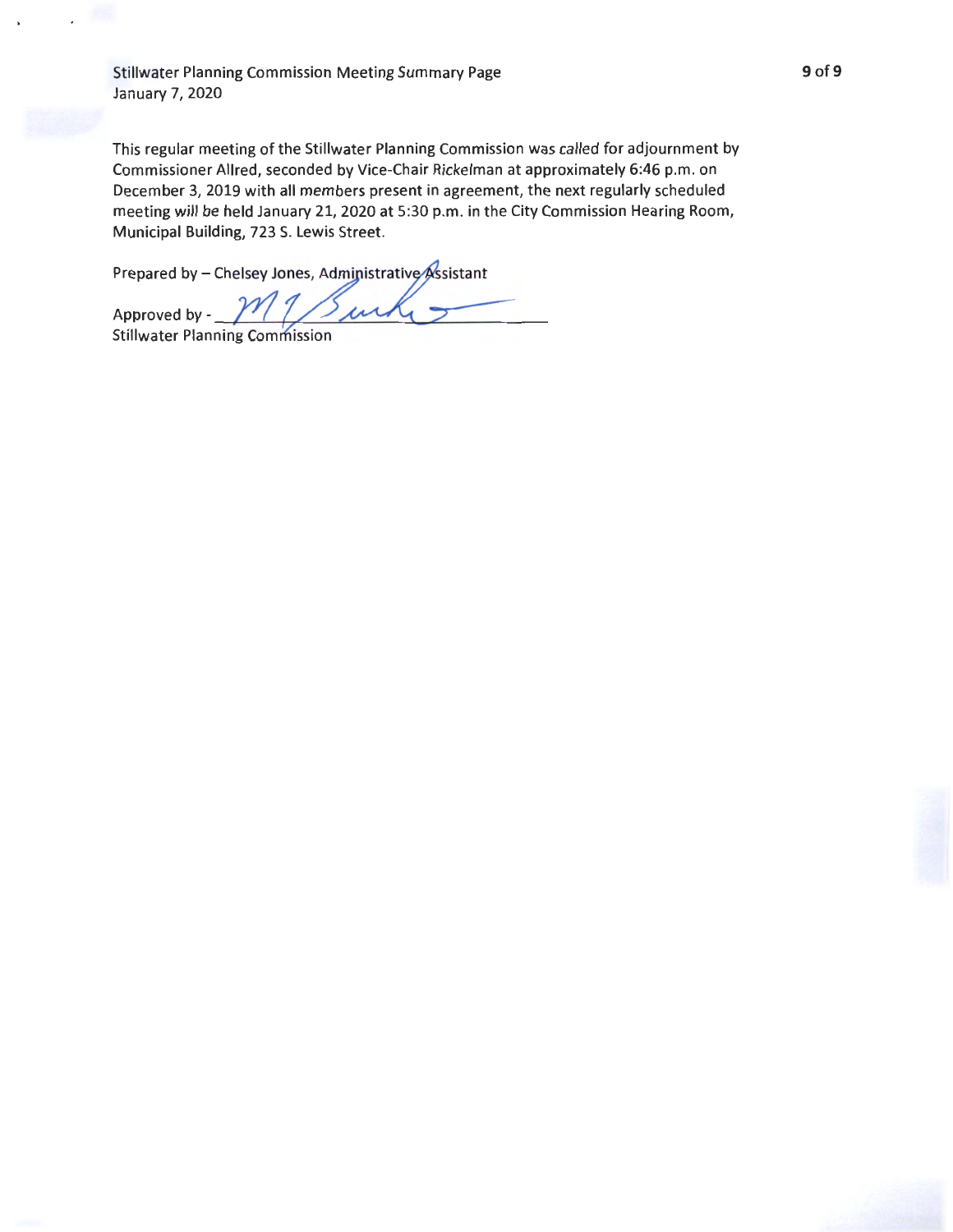This regular meeting of the Stillwater Planning Commission was called for adjournment by Commissioner Allred, seconded by Vice-Chair Rickelman at approximately 6:46 p.m. on December 3, 2019 with all members present in agreement, the next regularly scheduled meeting will be held January 21, 2020 at 5:30 p.m. in the City Commission Hearing Room, Municipal Building, 723 S. Lewis Street.

Prepared by – Chelsey Jones, Administrative Assistant

Approved by - \_\_\_\_\_\_\_\_\_\_\_\_\_\_\_\_\_\_\_\_\_\_\_\_\_\_\_\_\_\_\_\_\_\_\_\_
Stillwater Planning Commission